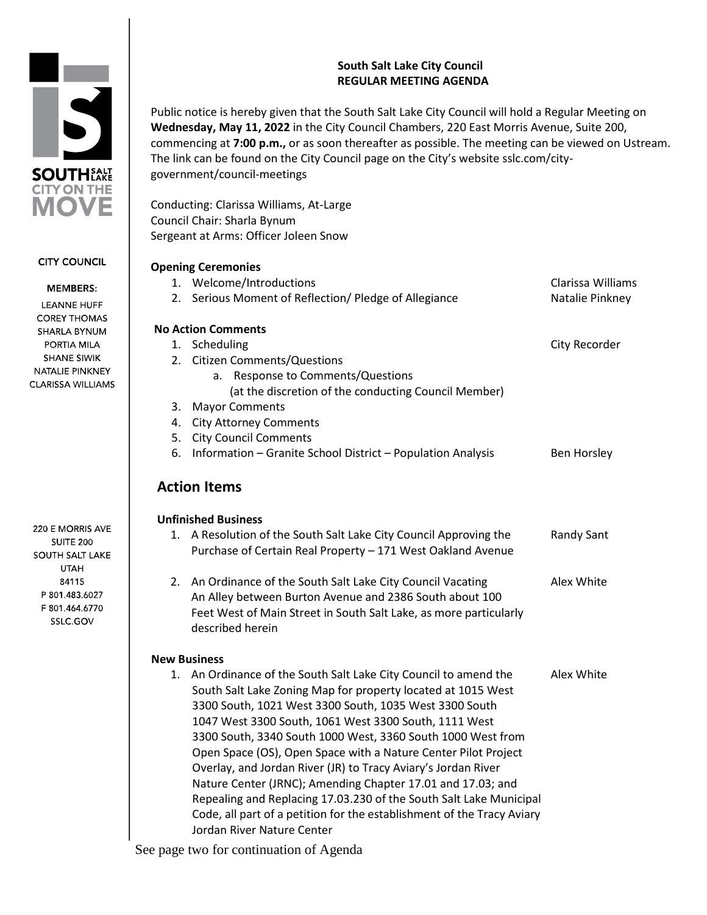SOUTH SALT LAKE
CITY ON THE MOVE

CITY COUNCIL

MEMBERS:
LEANNE HUFF
COREY THOMAS
SHARLA BYNUM
PORTIA MILA
SHANE SIWIK
NATALIE PINKNEY
CLARISSA WILLIAMS

220 E MORRIS AVE
SUITE 200
SOUTH SALT LAKE
UTAH
84115
P 801.483.6027
F 801.464.6770
SSLC.GOV

# South Salt Lake City Council
## REGULAR MEETING AGENDA

Public notice is hereby given that the South Salt Lake City Council will hold a Regular Meeting on **Wednesday, May 11, 2022** in the City Council Chambers, 220 East Morris Avenue, Suite 200, commencing at **7:00 p.m.,** or as soon thereafter as possible. The meeting can be viewed on Ustream. The link can be found on the City Council page on the City's website sslc.com/city-government/council-meetings

Conducting: Clarissa Williams, At-Large
Council Chair: Sharla Bynum
Sergeant at Arms: Officer Joleen Snow

**Opening Ceremonies**

1. Welcome/Introductions — Clarissa Williams
2. Serious Moment of Reflection/ Pledge of Allegiance — Natalie Pinkney

**No Action Comments**

1. Scheduling — City Recorder
2. Citizen Comments/Questions
   a. Response to Comments/Questions
      (at the discretion of the conducting Council Member)
3. Mayor Comments
4. City Attorney Comments
5. City Council Comments
6. Information – Granite School District – Population Analysis — Ben Horsley

## Action Items

**Unfinished Business**

1. A Resolution of the South Salt Lake City Council Approving the Purchase of Certain Real Property – 171 West Oakland Avenue — Randy Sant

2. An Ordinance of the South Salt Lake City Council Vacating An Alley between Burton Avenue and 2386 South about 100 Feet West of Main Street in South Salt Lake, as more particularly described herein — Alex White

**New Business**

1. An Ordinance of the South Salt Lake City Council to amend the South Salt Lake Zoning Map for property located at 1015 West 3300 South, 1021 West 3300 South, 1035 West 3300 South 1047 West 3300 South, 1061 West 3300 South, 1111 West 3300 South, 3340 South 1000 West, 3360 South 1000 West from Open Space (OS), Open Space with a Nature Center Pilot Project Overlay, and Jordan River (JR) to Tracy Aviary's Jordan River Nature Center (JRNC); Amending Chapter 17.01 and 17.03; and Repealing and Replacing 17.03.230 of the South Salt Lake Municipal Code, all part of a petition for the establishment of the Tracy Aviary Jordan River Nature Center — Alex White

See page two for continuation of Agenda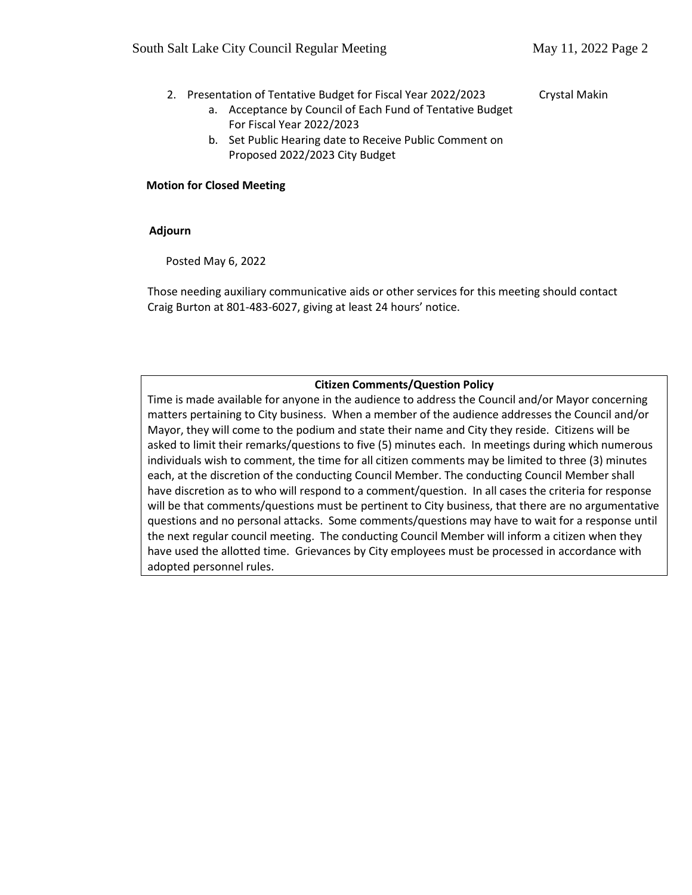2. Presentation of Tentative Budget for Fiscal Year 2022/2023 — Crystal Makin
    a. Acceptance by Council of Each Fund of Tentative Budget For Fiscal Year 2022/2023
    b. Set Public Hearing date to Receive Public Comment on Proposed 2022/2023 City Budget

**Motion for Closed Meeting**

**Adjourn**

Posted May 6, 2022

Those needing auxiliary communicative aids or other services for this meeting should contact Craig Burton at 801-483-6027, giving at least 24 hours' notice.

**Citizen Comments/Question Policy**

Time is made available for anyone in the audience to address the Council and/or Mayor concerning matters pertaining to City business. When a member of the audience addresses the Council and/or Mayor, they will come to the podium and state their name and City they reside. Citizens will be asked to limit their remarks/questions to five (5) minutes each. In meetings during which numerous individuals wish to comment, the time for all citizen comments may be limited to three (3) minutes each, at the discretion of the conducting Council Member. The conducting Council Member shall have discretion as to who will respond to a comment/question. In all cases the criteria for response will be that comments/questions must be pertinent to City business, that there are no argumentative questions and no personal attacks. Some comments/questions may have to wait for a response until the next regular council meeting. The conducting Council Member will inform a citizen when they have used the allotted time. Grievances by City employees must be processed in accordance with adopted personnel rules.